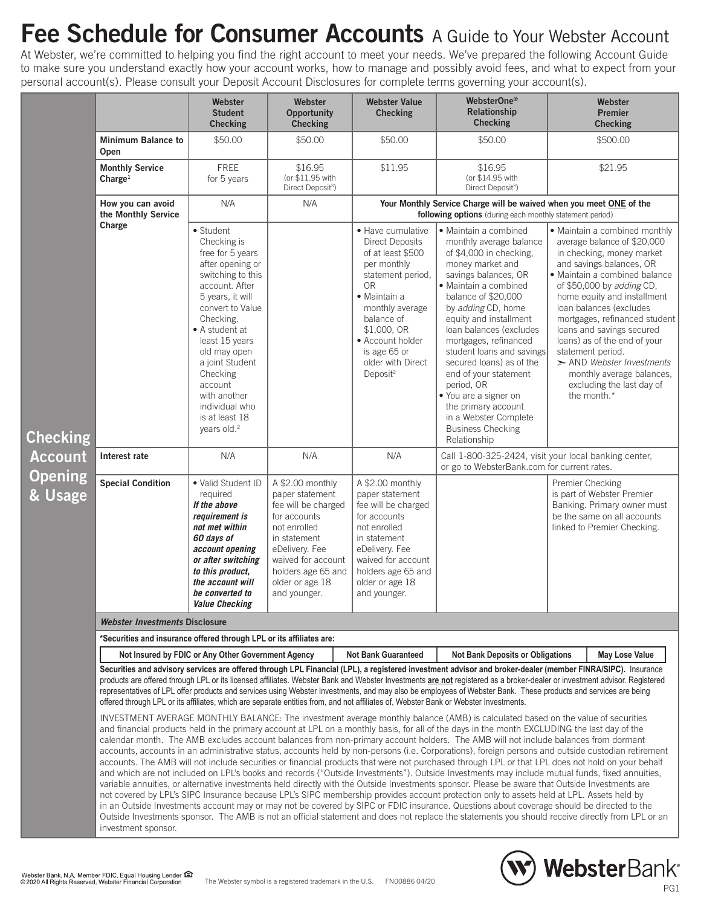# Fee Schedule for Consumer Accounts A Guide to Your Webster Account

At Webster, we're committed to helping you find the right account to meet your needs. We've prepared the following Account Guide to make sure you understand exactly how your account works, how to manage and possibly avoid fees, and what to expect from your personal account(s). Please consult your Deposit Account Disclosures for complete terms governing your account(s).

## Checking Account Opening & Usage

| | Webster Student Checking | Webster Opportunity Checking | Webster Value Checking | WebsterOne® Relationship Checking | Webster Premier Checking |
|---|---|---|---|---|---|
| **Minimum Balance to Open** | $50.00 | $50.00 | $50.00 | $50.00 | $500.00 |
| **Monthly Service Charge**[1] | FREE for 5 years | $16.95 (or $11.95 with Direct Deposit[3]) | $11.95 | $16.95 (or $14.95 with Direct Deposit[3]) | $21.95 |
| **How you can avoid the Monthly Service Charge** | N/A | N/A | **Your Monthly Service Charge will be waived when you meet ONE of the following options** (during each monthly statement period) | | |
| | • Student Checking is free for 5 years after opening or switching to this account. After 5 years, it will convert to Value Checking.<br>• A student at least 15 years old may open a joint Student Checking account with another individual who is at least 18 years old.[2] | | • Have cumulative Direct Deposits of at least $500 per monthly statement period, OR<br>• Maintain a monthly average balance of $1,000, OR<br>• Account holder is age 65 or older with Direct Deposit[2] | • Maintain a combined monthly average balance of $4,000 in checking, money market and savings balances, OR<br>• Maintain a combined balance of $20,000 by *adding* CD, home equity and installment loan balances (excludes mortgages, refinanced student loans and savings secured loans) as of the end of your statement period, OR<br>• You are a signer on the primary account in a Webster Complete Business Checking Relationship | • Maintain a combined monthly average balance of $20,000 in checking, money market and savings balances, OR<br>• Maintain a combined balance of $50,000 by *adding* CD, home equity and installment loan balances (excludes mortgages, refinanced student loans and savings secured loans) as of the end of your statement period.<br>➢ AND *Webster Investments* monthly average balances, excluding the last day of the month.* |
| **Interest rate** | N/A | N/A | N/A | Call 1-800-325-2424, visit your local banking center, or go to WebsterBank.com for current rates. | |
| **Special Condition** | • Valid Student ID required<br>***If the above requirement is not met within 60 days of account opening or after switching to this product, the account will be converted to Value Checking*** | A $2.00 monthly paper statement fee will be charged for accounts not enrolled in statement eDelivery. Fee waived for account holders age 65 and older or age 18 and younger. | A $2.00 monthly paper statement fee will be charged for accounts not enrolled in statement eDelivery. Fee waived for account holders age 65 and older or age 18 and younger. | | Premier Checking is part of Webster Premier Banking. Primary owner must be the same on all accounts linked to Premier Checking. |

### *Webster Investments* Disclosure

**\*Securities and insurance offered through LPL or its affiliates are:**

| Not Insured by FDIC or Any Other Government Agency | Not Bank Guaranteed | Not Bank Deposits or Obligations | May Lose Value |
|---|---|---|---|

**Securities and advisory services are offered through LPL Financial (LPL), a registered investment advisor and broker-dealer (member FINRA/SIPC).** Insurance products are offered through LPL or its licensed affiliates. Webster Bank and Webster Investments **are not** registered as a broker-dealer or investment advisor. Registered representatives of LPL offer products and services using Webster Investments, and may also be employees of Webster Bank. These products and services are being offered through LPL or its affiliates, which are separate entities from, and not affiliates of, Webster Bank or Webster Investments.

INVESTMENT AVERAGE MONTHLY BALANCE: The investment average monthly balance (AMB) is calculated based on the value of securities and financial products held in the primary account at LPL on a monthly basis, for all of the days in the month EXCLUDING the last day of the calendar month. The AMB excludes account balances from non-primary account holders. The AMB will not include balances from dormant accounts, accounts in an administrative status, accounts held by non-persons (i.e. Corporations), foreign persons and outside custodian retirement accounts. The AMB will not include securities or financial products that were not purchased through LPL or that LPL does not hold on your behalf and which are not included on LPL's books and records ("Outside Investments"). Outside Investments may include mutual funds, fixed annuities, variable annuities, or alternative investments held directly with the Outside Investments sponsor. Please be aware that Outside Investments are not covered by LPL's SIPC Insurance because LPL's SIPC membership provides account protection only to assets held at LPL. Assets held by in an Outside Investments account may or may not be covered by SIPC or FDIC insurance. Questions about coverage should be directed to the Outside Investments sponsor. The AMB is not an official statement and does not replace the statements you should receive directly from LPL or an investment sponsor.

Webster Bank, N.A. Member FDIC. Equal Housing Lender
© 2020 All Rights Reserved, Webster Financial Corporation

The Webster symbol is a registered trademark in the U.S. FN00886 04/20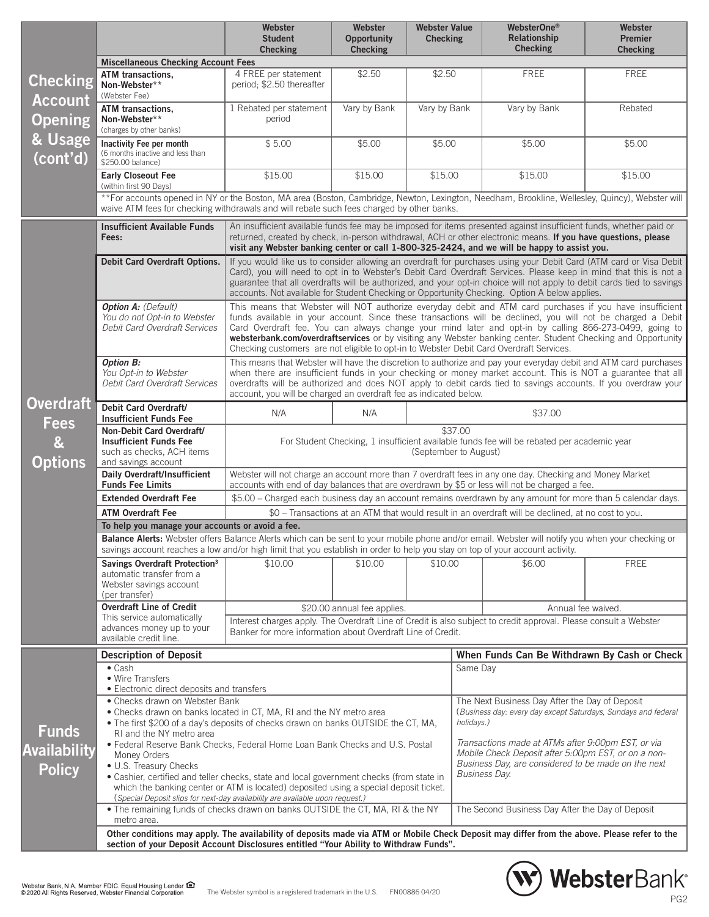## Checking Account Opening & Usage (cont'd)

| | Webster Student Checking | Webster Opportunity Checking | Webster Value Checking | WebsterOne® Relationship Checking | Webster Premier Checking |
|---|---|---|---|---|---|
| **Miscellaneous Checking Account Fees** | | | | | |
| **ATM transactions, Non-Webster**** (Webster Fee) | 4 FREE per statement period; $2.50 thereafter | $2.50 | $2.50 | FREE | FREE |
| **ATM transactions, Non-Webster**** (charges by other banks) | 1 Rebated per statement period | Vary by Bank | Vary by Bank | Vary by Bank | Rebated |
| **Inactivity Fee per month** (6 months inactive and less than $250.00 balance) | $ 5.00 | $5.00 | $5.00 | $5.00 | $5.00 |
| **Early Closeout Fee** (within first 90 Days) | $15.00 | $15.00 | $15.00 | $15.00 | $15.00 |

**For accounts opened in NY or the Boston, MA area (Boston, Cambridge, Newton, Lexington, Needham, Brookline, Wellesley, Quincy), Webster will waive ATM fees for checking withdrawals and will rebate such fees charged by other banks.

## Overdraft Fees & Options

**Insufficient Available Funds Fees:** An insufficient available funds fee may be imposed for items presented against insufficient funds, whether paid or returned, created by check, in-person withdrawal, ACH or other electronic means. **If you have questions, please visit any Webster banking center or call 1-800-325-2424, and we will be happy to assist you.**

**Debit Card Overdraft Options.** If you would like us to consider allowing an overdraft for purchases using your Debit Card (ATM card or Visa Debit Card), you will need to opt in to Webster's Debit Card Overdraft Services. Please keep in mind that this is not a guarantee that all overdrafts will be authorized, and your opt-in choice will not apply to debit cards tied to savings accounts. Not available for Student Checking or Opportunity Checking. Option A below applies.

***Option A:** (Default) You do not Opt-in to Webster Debit Card Overdraft Services* — This means that Webster will NOT authorize everyday debit and ATM card purchases if you have insufficient funds available in your account. Since these transactions will be declined, you will not be charged a Debit Card Overdraft fee. You can always change your mind later and opt-in by calling 866-273-0499, going to **websterbank.com/overdraftservices** or by visiting any Webster banking center. Student Checking and Opportunity Checking customers are not eligible to opt-in to Webster Debit Card Overdraft Services.

***Option B:** You Opt-in to Webster Debit Card Overdraft Services* — This means that Webster will have the discretion to authorize and pay your everyday debit and ATM card purchases when there are insufficient funds in your checking or money market account. This is NOT a guarantee that all overdrafts will be authorized and does NOT apply to debit cards tied to savings accounts. If you overdraw your account, you will be charged an overdraft fee as indicated below.

| | Webster Student Checking | Webster Opportunity Checking | Webster Value Checking | WebsterOne® Relationship Checking | Webster Premier Checking |
|---|---|---|---|---|---|
| **Debit Card Overdraft/ Insufficient Funds Fee** | N/A | N/A | $37.00 | | |
| **Non-Debit Card Overdraft/ Insufficient Funds Fee** such as checks, ACH items and savings account | $37.00 For Student Checking, 1 insufficient available funds fee will be rebated per academic year (September to August) | | | | |
| **Daily Overdraft/Insufficient Funds Fee Limits** | Webster will not charge an account more than 7 overdraft fees in any one day. Checking and Money Market accounts with end of day balances that are overdrawn by $5 or less will not be charged a fee. | | | | |
| **Extended Overdraft Fee** | $5.00 – Charged each business day an account remains overdrawn by any amount for more than 5 calendar days. | | | | |
| **ATM Overdraft Fee** | $0 – Transactions at an ATM that would result in an overdraft will be declined, at no cost to you. | | | | |
| **To help you manage your accounts or avoid a fee.** | | | | | |
| **Savings Overdraft Protection[3]** automatic transfer from a Webster savings account (per transfer) | $10.00 | $10.00 | $10.00 | $6.00 | FREE |
| **Overdraft Line of Credit** This service automatically advances money up to your available credit line. | $20.00 annual fee applies. | | | Annual fee waived. | |

**Balance Alerts:** Webster offers Balance Alerts which can be sent to your mobile phone and/or email. Webster will notify you when your checking or savings account reaches a low and/or high limit that you establish in order to help you stay on top of your account activity.

Overdraft Line of Credit: Interest charges apply. The Overdraft Line of Credit is also subject to credit approval. Please consult a Webster Banker for more information about Overdraft Line of Credit.

## Funds Availability Policy

| Description of Deposit | When Funds Can Be Withdrawn By Cash or Check |
|---|---|
| • Cash<br>• Wire Transfers<br>• Electronic direct deposits and transfers | Same Day |
| • Checks drawn on Webster Bank<br>• Checks drawn on banks located in CT, MA, RI and the NY metro area<br>• The first $200 of a day's deposits of checks drawn on banks OUTSIDE the CT, MA, RI and the NY metro area<br>• Federal Reserve Bank Checks, Federal Home Loan Bank Checks and U.S. Postal Money Orders<br>• U.S. Treasury Checks<br>• Cashier, certified and teller checks, state and local government checks (from state in which the banking center or ATM is located) deposited using a special deposit ticket. (*Special Deposit slips for next-day availability are available upon request.*) | The Next Business Day After the Day of Deposit (*Business day: every day except Saturdays, Sundays and federal holidays.*)<br><br>*Transactions made at ATMs after 9:00pm EST, or via Mobile Check Deposit after 5:00pm EST, or on a non-Business Day, are considered to be made on the next Business Day.* |
| • The remaining funds of checks drawn on banks OUTSIDE the CT, MA, RI & the NY metro area. | The Second Business Day After the Day of Deposit |

**Other conditions may apply. The availability of deposits made via ATM or Mobile Check Deposit may differ from the above. Please refer to the section of your Deposit Account Disclosures entitled "Your Ability to Withdraw Funds".**

Webster Bank, N.A. Member FDIC. Equal Housing Lender
©2020 All Rights Reserved, Webster Financial Corporation

The Webster symbol is a registered trademark in the U.S. FN00886 04/20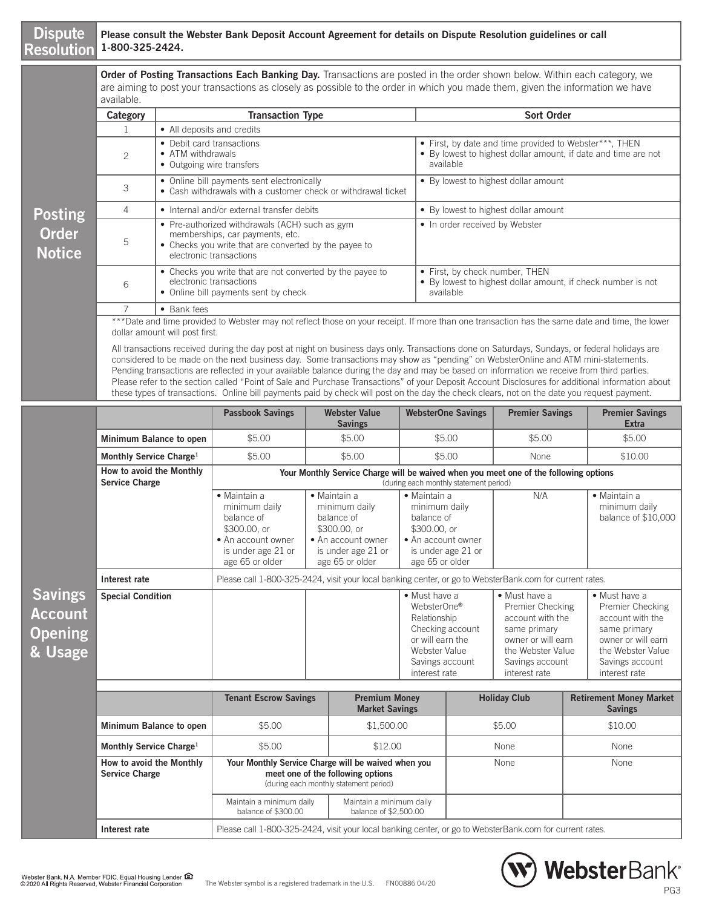## Dispute Resolution

**Please consult the Webster Bank Deposit Account Agreement for details on Dispute Resolution guidelines or call 1-800-325-2424.**

## Posting Order Notice

**Order of Posting Transactions Each Banking Day.** Transactions are posted in the order shown below. Within each category, we are aiming to post your transactions as closely as possible to the order in which you made them, given the information we have available.

| Category | Transaction Type | Sort Order |
|---|---|---|
| 1 | • All deposits and credits | |
| 2 | • Debit card transactions<br>• ATM withdrawals<br>• Outgoing wire transfers | • First, by date and time provided to Webster***, THEN<br>• By lowest to highest dollar amount, if date and time are not available |
| 3 | • Online bill payments sent electronically<br>• Cash withdrawals with a customer check or withdrawal ticket | • By lowest to highest dollar amount |
| 4 | • Internal and/or external transfer debits | • By lowest to highest dollar amount |
| 5 | • Pre-authorized withdrawals (ACH) such as gym memberships, car payments, etc.<br>• Checks you write that are converted by the payee to electronic transactions | • In order received by Webster |
| 6 | • Checks you write that are not converted by the payee to electronic transactions<br>• Online bill payments sent by check | • First, by check number, THEN<br>• By lowest to highest dollar amount, if check number is not available |
| 7 | • Bank fees | |

***Date and time provided to Webster may not reflect those on your receipt. If more than one transaction has the same date and time, the lower dollar amount will post first.

All transactions received during the day post at night on business days only. Transactions done on Saturdays, Sundays, or federal holidays are considered to be made on the next business day. Some transactions may show as "pending" on WebsterOnline and ATM mini-statements. Pending transactions are reflected in your available balance during the day and may be based on information we receive from third parties. Please refer to the section called "Point of Sale and Purchase Transactions" of your Deposit Account Disclosures for additional information about these types of transactions. Online bill payments paid by check will post on the day the check clears, not on the date you request payment.

## Savings Account Opening & Usage

| | Passbook Savings | Webster Value Savings | WebsterOne Savings | Premier Savings | Premier Savings Extra |
|---|---|---|---|---|---|
| **Minimum Balance to open** | $5.00 | $5.00 | $5.00 | $5.00 | $5.00 |
| **Monthly Service Charge[1]** | $5.00 | $5.00 | $5.00 | None | $10.00 |
| **How to avoid the Monthly Service Charge** | **Your Monthly Service Charge will be waived when you meet one of the following options** (during each monthly statement period) | | | | |
| | • Maintain a minimum daily balance of $300.00, or<br>• An account owner is under age 21 or age 65 or older | • Maintain a minimum daily balance of $300.00, or<br>• An account owner is under age 21 or age 65 or older | • Maintain a minimum daily balance of $300.00, or<br>• An account owner is under age 21 or age 65 or older | N/A | • Maintain a minimum daily balance of $10,000 |
| **Interest rate** | Please call 1-800-325-2424, visit your local banking center, or go to WebsterBank.com for current rates. | | | | |
| **Special Condition** | | | • Must have a WebsterOne® Relationship Checking account or will earn the Webster Value Savings account interest rate | • Must have a Premier Checking account with the same primary owner or will earn the Webster Value Savings account interest rate | • Must have a Premier Checking account with the same primary owner or will earn the Webster Value Savings account interest rate |

| | Tenant Escrow Savings | Premium Money Market Savings | Holiday Club | Retirement Money Market Savings |
|---|---|---|---|---|
| **Minimum Balance to open** | $5.00 | $1,500.00 | $5.00 | $10.00 |
| **Monthly Service Charge[1]** | $5.00 | $12.00 | None | None |
| **How to avoid the Monthly Service Charge** | **Your Monthly Service Charge will be waived when you meet one of the following options** (during each monthly statement period) | | None | None |
| | Maintain a minimum daily balance of $300.00 | Maintain a minimum daily balance of $2,500.00 | | |
| **Interest rate** | Please call 1-800-325-2424, visit your local banking center, or go to WebsterBank.com for current rates. | | | |

Webster Bank, N.A. Member FDIC. Equal Housing Lender
©2020 All Rights Reserved, Webster Financial Corporation

The Webster symbol is a registered trademark in the U.S. FN00886 04/20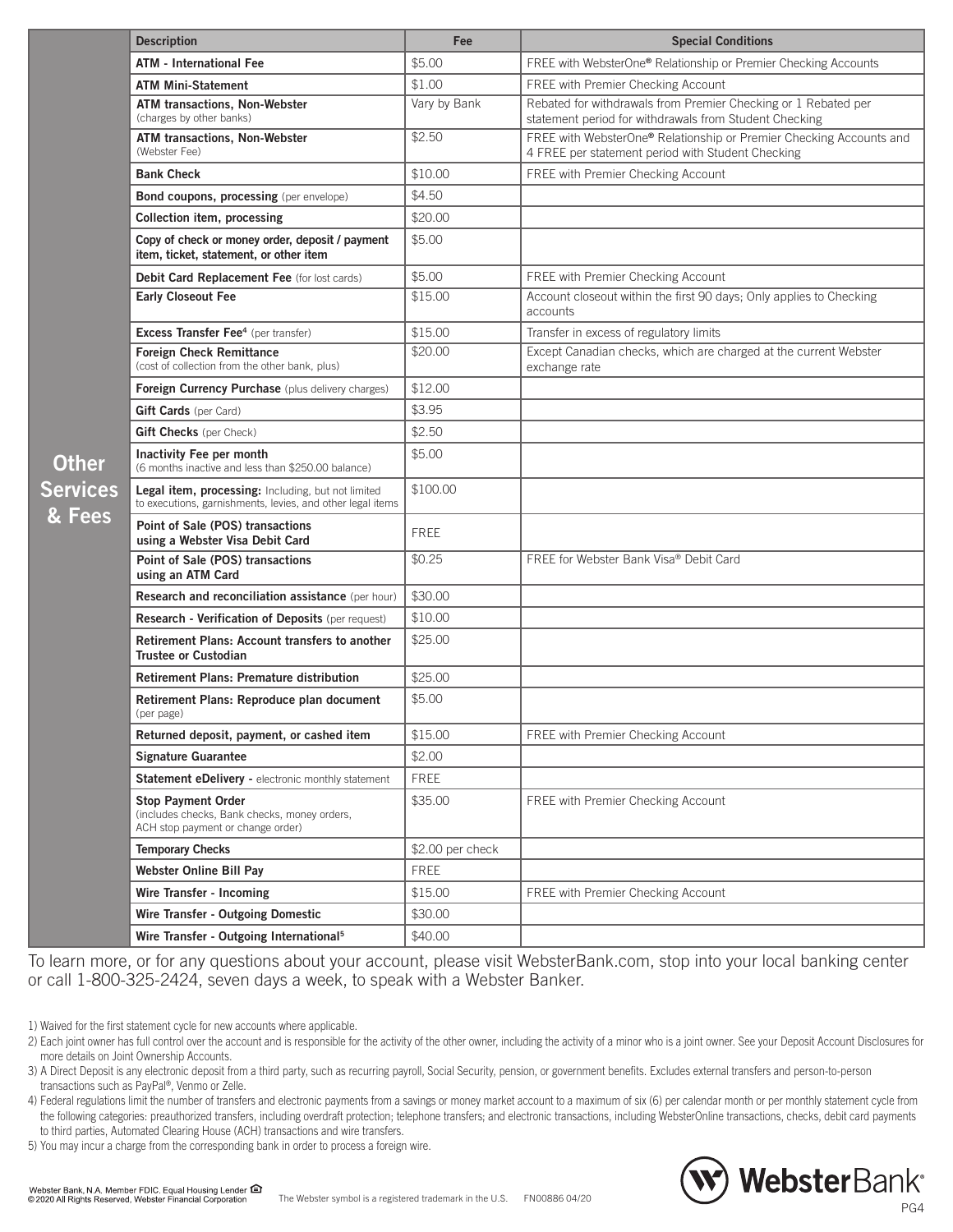## Other Services & Fees

| Description | Fee | Special Conditions |
|---|---|---|
| **ATM - International Fee** | $5.00 | FREE with WebsterOne® Relationship or Premier Checking Accounts |
| **ATM Mini-Statement** | $1.00 | FREE with Premier Checking Account |
| **ATM transactions, Non-Webster** (charges by other banks) | Vary by Bank | Rebated for withdrawals from Premier Checking or 1 Rebated per statement period for withdrawals from Student Checking |
| **ATM transactions, Non-Webster** (Webster Fee) | $2.50 | FREE with WebsterOne® Relationship or Premier Checking Accounts and 4 FREE per statement period with Student Checking |
| **Bank Check** | $10.00 | FREE with Premier Checking Account |
| **Bond coupons, processing** (per envelope) | $4.50 | |
| **Collection item, processing** | $20.00 | |
| **Copy of check or money order, deposit / payment item, ticket, statement, or other item** | $5.00 | |
| **Debit Card Replacement Fee** (for lost cards) | $5.00 | FREE with Premier Checking Account |
| **Early Closeout Fee** | $15.00 | Account closeout within the first 90 days; Only applies to Checking accounts |
| **Excess Transfer Fee**[4] (per transfer) | $15.00 | Transfer in excess of regulatory limits |
| **Foreign Check Remittance** (cost of collection from the other bank, plus) | $20.00 | Except Canadian checks, which are charged at the current Webster exchange rate |
| **Foreign Currency Purchase** (plus delivery charges) | $12.00 | |
| **Gift Cards** (per Card) | $3.95 | |
| **Gift Checks** (per Check) | $2.50 | |
| **Inactivity Fee per month** (6 months inactive and less than $250.00 balance) | $5.00 | |
| **Legal item, processing:** Including, but not limited to executions, garnishments, levies, and other legal items | $100.00 | |
| **Point of Sale (POS) transactions using a Webster Visa Debit Card** | FREE | |
| **Point of Sale (POS) transactions using an ATM Card** | $0.25 | FREE for Webster Bank Visa® Debit Card |
| **Research and reconciliation assistance** (per hour) | $30.00 | |
| **Research - Verification of Deposits** (per request) | $10.00 | |
| **Retirement Plans: Account transfers to another Trustee or Custodian** | $25.00 | |
| **Retirement Plans: Premature distribution** | $25.00 | |
| **Retirement Plans: Reproduce plan document** (per page) | $5.00 | |
| **Returned deposit, payment, or cashed item** | $15.00 | FREE with Premier Checking Account |
| **Signature Guarantee** | $2.00 | |
| **Statement eDelivery** - electronic monthly statement | FREE | |
| **Stop Payment Order** (includes checks, Bank checks, money orders, ACH stop payment or change order) | $35.00 | FREE with Premier Checking Account |
| **Temporary Checks** | $2.00 per check | |
| **Webster Online Bill Pay** | FREE | |
| **Wire Transfer - Incoming** | $15.00 | FREE with Premier Checking Account |
| **Wire Transfer - Outgoing Domestic** | $30.00 | |
| **Wire Transfer - Outgoing International**[5] | $40.00 | |

To learn more, or for any questions about your account, please visit WebsterBank.com, stop into your local banking center or call 1-800-325-2424, seven days a week, to speak with a Webster Banker.

1) Waived for the first statement cycle for new accounts where applicable.

2) Each joint owner has full control over the account and is responsible for the activity of the other owner, including the activity of a minor who is a joint owner. See your Deposit Account Disclosures for more details on Joint Ownership Accounts.

3) A Direct Deposit is any electronic deposit from a third party, such as recurring payroll, Social Security, pension, or government benefits. Excludes external transfers and person-to-person transactions such as PayPal®, Venmo or Zelle.

4) Federal regulations limit the number of transfers and electronic payments from a savings or money market account to a maximum of six (6) per calendar month or per monthly statement cycle from the following categories: preauthorized transfers, including overdraft protection; telephone transfers; and electronic transactions, including WebsterOnline transactions, checks, debit card payments to third parties, Automated Clearing House (ACH) transactions and wire transfers.

5) You may incur a charge from the corresponding bank in order to process a foreign wire.

Webster Bank, N.A. Member FDIC. Equal Housing Lender
© 2020 All Rights Reserved, Webster Financial Corporation

The Webster symbol is a registered trademark in the U.S. FN00886 04/20

WebsterBank®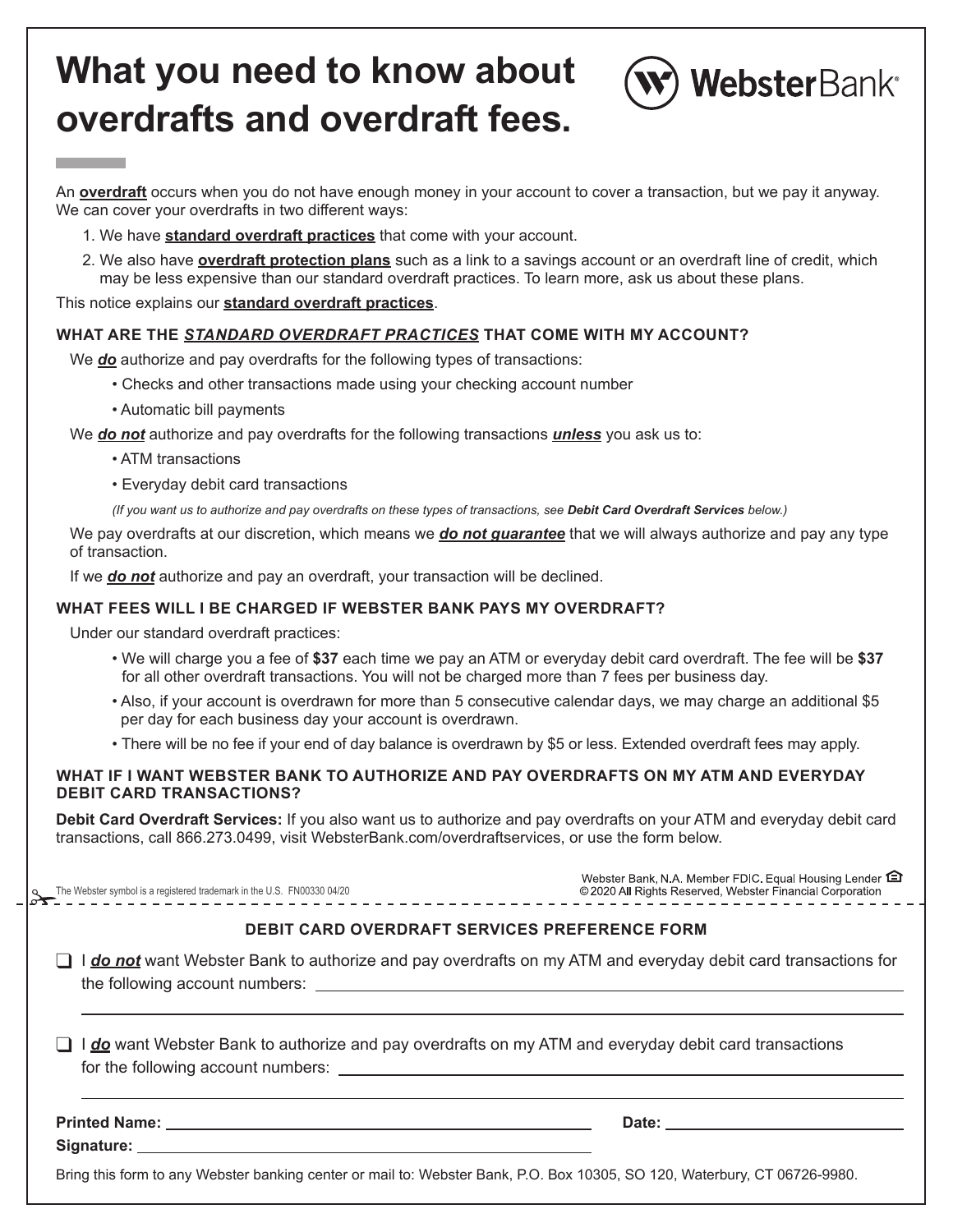# What you need to know about overdrafts and overdraft fees.

An **overdraft** occurs when you do not have enough money in your account to cover a transaction, but we pay it anyway. We can cover your overdrafts in two different ways:

1. We have **standard overdraft practices** that come with your account.
2. We also have **overdraft protection plans** such as a link to a savings account or an overdraft line of credit, which may be less expensive than our standard overdraft practices. To learn more, ask us about these plans.

This notice explains our **standard overdraft practices**.

### WHAT ARE THE *STANDARD OVERDRAFT PRACTICES* THAT COME WITH MY ACCOUNT?

We ***do*** authorize and pay overdrafts for the following types of transactions:

- Checks and other transactions made using your checking account number
- Automatic bill payments

We ***do not*** authorize and pay overdrafts for the following transactions ***unless*** you ask us to:

- ATM transactions
- Everyday debit card transactions

*(If you want us to authorize and pay overdrafts on these types of transactions, see **Debit Card Overdraft Services** below.)*

We pay overdrafts at our discretion, which means we ***do not guarantee*** that we will always authorize and pay any type of transaction.

If we ***do not*** authorize and pay an overdraft, your transaction will be declined.

### WHAT FEES WILL I BE CHARGED IF WEBSTER BANK PAYS MY OVERDRAFT?

Under our standard overdraft practices:

- We will charge you a fee of **$37** each time we pay an ATM or everyday debit card overdraft. The fee will be **$37** for all other overdraft transactions. You will not be charged more than 7 fees per business day.
- Also, if your account is overdrawn for more than 5 consecutive calendar days, we may charge an additional $5 per day for each business day your account is overdrawn.
- There will be no fee if your end of day balance is overdrawn by $5 or less. Extended overdraft fees may apply.

### WHAT IF I WANT WEBSTER BANK TO AUTHORIZE AND PAY OVERDRAFTS ON MY ATM AND EVERYDAY DEBIT CARD TRANSACTIONS?

**Debit Card Overdraft Services:** If you also want us to authorize and pay overdrafts on your ATM and everyday debit card transactions, call 866.273.0499, visit WebsterBank.com/overdraftservices, or use the form below.

The Webster symbol is a registered trademark in the U.S. FN00330 04/20

Webster Bank, N.A. Member FDIC. Equal Housing Lender
©2020 All Rights Reserved, Webster Financial Corporation

---

### DEBIT CARD OVERDRAFT SERVICES PREFERENCE FORM

☐ I ***do not*** want Webster Bank to authorize and pay overdrafts on my ATM and everyday debit card transactions for the following account numbers: ______________________________

☐ I ***do*** want Webster Bank to authorize and pay overdrafts on my ATM and everyday debit card transactions for the following account numbers: ______________________________

**Printed Name:** ______________________________ **Date:** ______________________________

**Signature:** ______________________________

Bring this form to any Webster banking center or mail to: Webster Bank, P.O. Box 10305, SO 120, Waterbury, CT 06726-9980.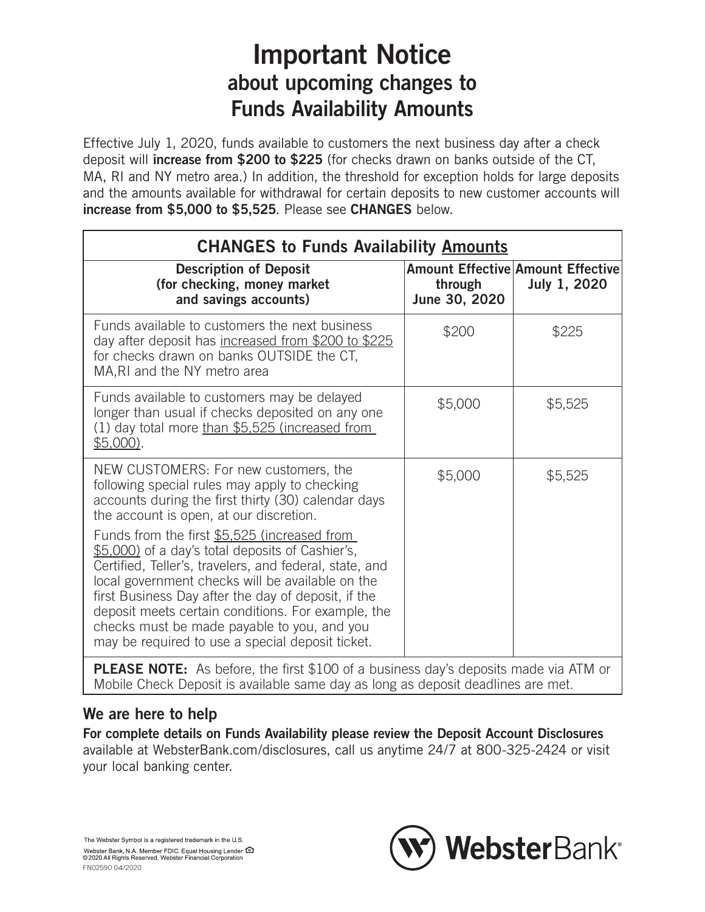# Important Notice
## about upcoming changes to Funds Availability Amounts

Effective July 1, 2020, funds available to customers the next business day after a check deposit will **increase from $200 to $225** (for checks drawn on banks outside of the CT, MA, RI and NY metro area.) In addition, the threshold for exception holds for large deposits and the amounts available for withdrawal for certain deposits to new customer accounts will **increase from $5,000 to $5,525**. Please see **CHANGES** below.

**CHANGES to Funds Availability Amounts**

| Description of Deposit (for checking, money market and savings accounts) | Amount Effective through June 30, 2020 | Amount Effective July 1, 2020 |
|---|---|---|
| Funds available to customers the next business day after deposit has increased from $200 to $225 for checks drawn on banks OUTSIDE the CT, MA,RI and the NY metro area | $200 | $225 |
| Funds available to customers may be delayed longer than usual if checks deposited on any one (1) day total more than $5,525 (increased from $5,000). | $5,000 | $5,525 |
| NEW CUSTOMERS: For new customers, the following special rules may apply to checking accounts during the first thirty (30) calendar days the account is open, at our discretion. Funds from the first $5,525 (increased from $5,000) of a day's total deposits of Cashier's, Certified, Teller's, travelers, and federal, state, and local government checks will be available on the first Business Day after the day of deposit, if the deposit meets certain conditions. For example, the checks must be made payable to you, and you may be required to use a special deposit ticket. | $5,000 | $5,525 |

**PLEASE NOTE:** As before, the first $100 of a business day's deposits made via ATM or Mobile Check Deposit is available same day as long as deposit deadlines are met.

## We are here to help

**For complete details on Funds Availability please review the Deposit Account Disclosures** available at WebsterBank.com/disclosures, call us anytime 24/7 at 800-325-2424 or visit your local banking center.

The Webster Symbol is a registered trademark in the U.S.
Webster Bank, N.A. Member FDIC. Equal Housing Lender
©2020 All Rights Reserved, Webster Financial Corporation
FN02590 04/2020

WebsterBank®